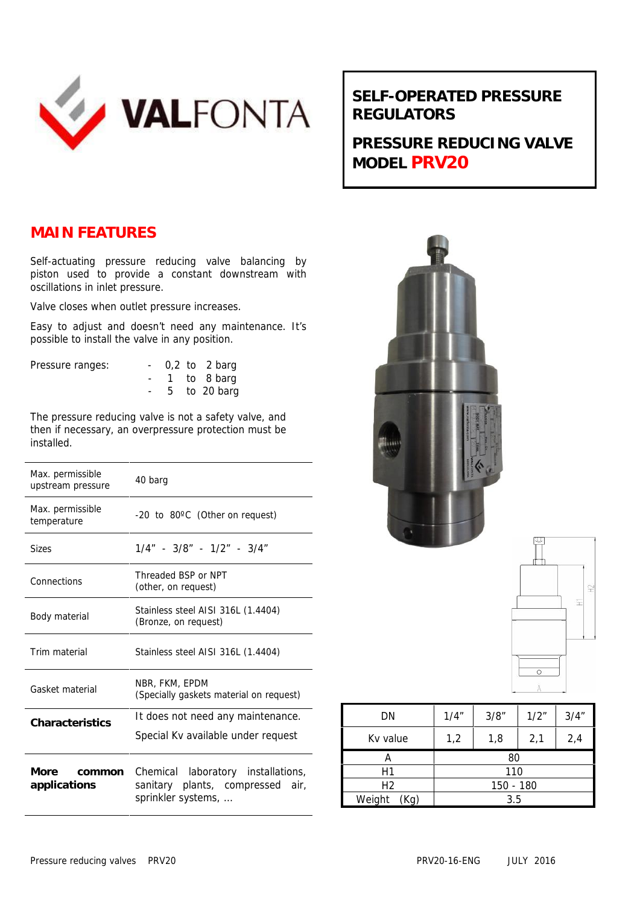# SELF-OPERATED PRESSURE REGULATORS

## PRESSURE REDUCING VALVE MODEL PRV20

## MAIN FEATURES

Self-actuating pressure reducing valve balancing by piston used to provide a constant downstream with oscillations in inlet pressure.

Valve closes when outlet pressure increases.

Easy to adjust and doesn't need any maintenance. It's possible to install the valve in any position.

Pressure ranges:
- 0,2 to 2 barg
- 1 to 8 barg
- 5 to 20 barg

The pressure reducing valve is not a safety valve, and then if necessary, an overpressure protection must be installed.

| | |
|---|---|
| Max. permissible upstream pressure | 40 barg |
| Max. permissible temperature | -20 to 80ºC (Other on request) |
| Sizes | 1/4" - 3/8" - 1/2" - 3/4" |
| Connections | Threaded BSP or NPT (other, on request) |
| Body material | Stainless steel AISI 316L (1.4404) (Bronze, on request) |
| Trim material | Stainless steel AISI 316L (1.4404) |
| Gasket material | NBR, FKM, EPDM (Specially gaskets material on request) |
| **Characteristics** | It does not need any maintenance. Special Kv available under request |
| **More common applications** | Chemical laboratory installations, sanitary plants, compressed air, sprinkler systems, ... |

| DN | 1/4" | 3/8" | 1/2" | 3/4" |
|---|---|---|---|---|
| Kv value | 1,2 | 1,8 | 2,1 | 2,4 |
| A | 80 | | | |
| H1 | 110 | | | |
| H2 | 150 - 180 | | | |
| Weight (Kg) | 3.5 | | | |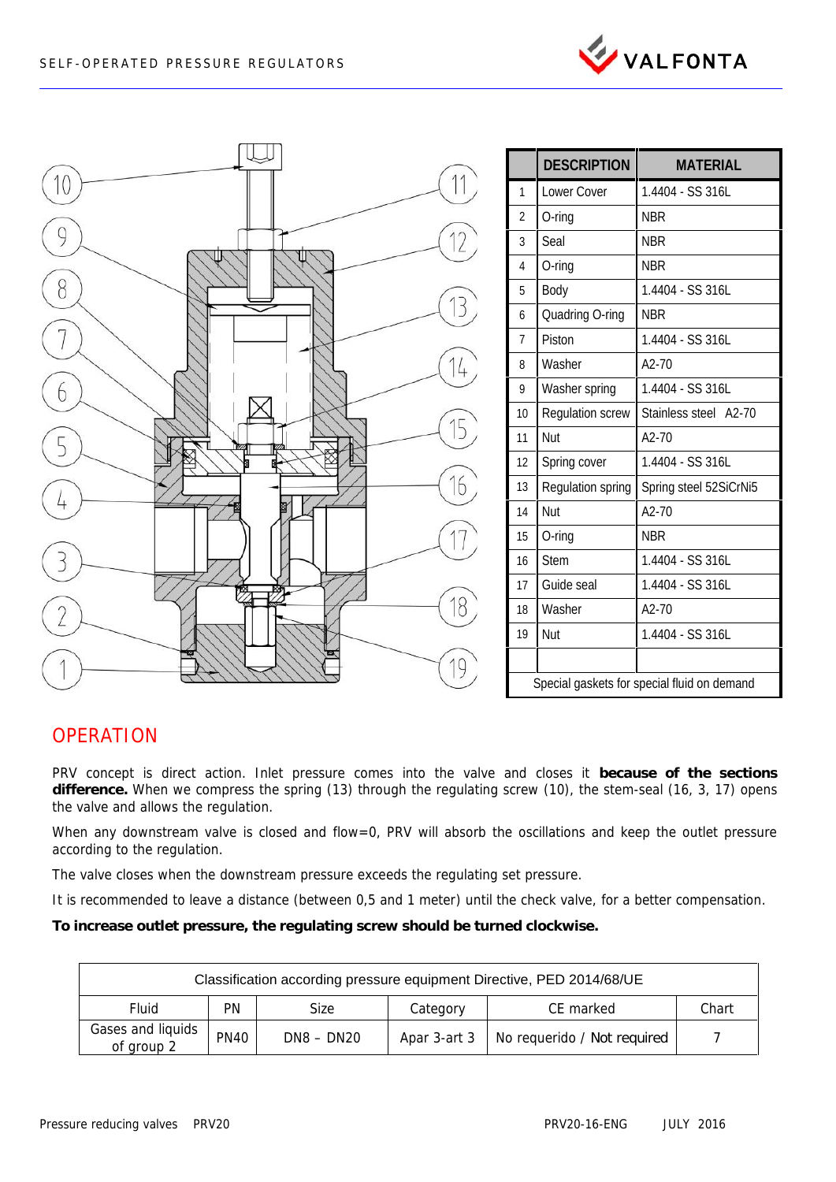| | DESCRIPTION | MATERIAL |
|---|---|---|
| 1 | Lower Cover | 1.4404 - SS 316L |
| 2 | O-ring | NBR |
| 3 | Seal | NBR |
| 4 | O-ring | NBR |
| 5 | Body | 1.4404 - SS 316L |
| 6 | Quadring O-ring | NBR |
| 7 | Piston | 1.4404 - SS 316L |
| 8 | Washer | A2-70 |
| 9 | Washer spring | 1.4404 - SS 316L |
| 10 | Regulation screw | Stainless steel A2-70 |
| 11 | Nut | A2-70 |
| 12 | Spring cover | 1.4404 - SS 316L |
| 13 | Regulation spring | Spring steel 52SiCrNi5 |
| 14 | Nut | A2-70 |
| 15 | O-ring | NBR |
| 16 | Stem | 1.4404 - SS 316L |
| 17 | Guide seal | 1.4404 - SS 316L |
| 18 | Washer | A2-70 |
| 19 | Nut | 1.4404 - SS 316L |
| | | |
| Special gaskets for special fluid on demand | | |

## OPERATION

PRV concept is direct action. Inlet pressure comes into the valve and closes it **because of the sections difference.** When we compress the spring (13) through the regulating screw (10), the stem-seal (16, 3, 17) opens the valve and allows the regulation.

When any downstream valve is closed and flow=0, PRV will absorb the oscillations and keep the outlet pressure according to the regulation.

The valve closes when the downstream pressure exceeds the regulating set pressure.

It is recommended to leave a distance (between 0,5 and 1 meter) until the check valve, for a better compensation.

**To increase outlet pressure, the regulating screw should be turned clockwise.**

| Classification according pressure equipment Directive, PED 2014/68/UE | | | | | |
|---|---|---|---|---|---|
| Fluid | PN | Size | Category | CE marked | Chart |
| Gases and liquids of group 2 | PN40 | DN8 – DN20 | Apar 3-art 3 | No requerido / Not required | 7 |